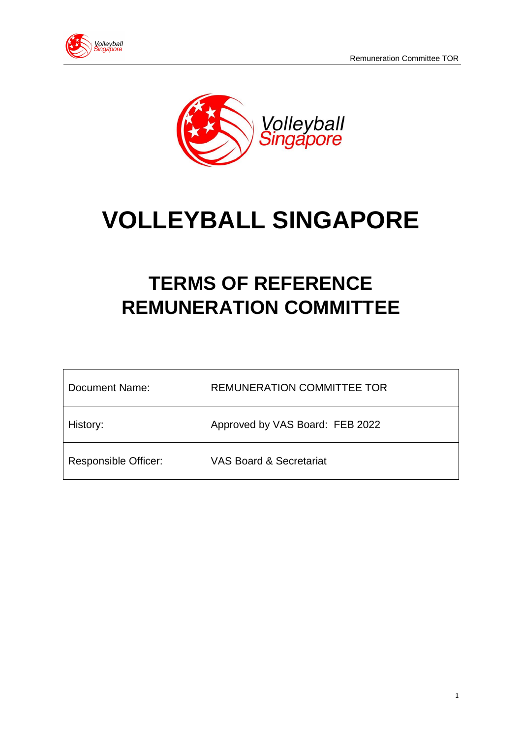# VOLLEYBALL SINGAPORE

## TERMS OF REFERENCE
## REMUNERATION COMMITTEE

| Document Name: | REMUNERATION COMMITTEE TOR |
|---|---|
| History: | Approved by VAS Board:  FEB 2022 |
| Responsible Officer: | VAS Board & Secretariat |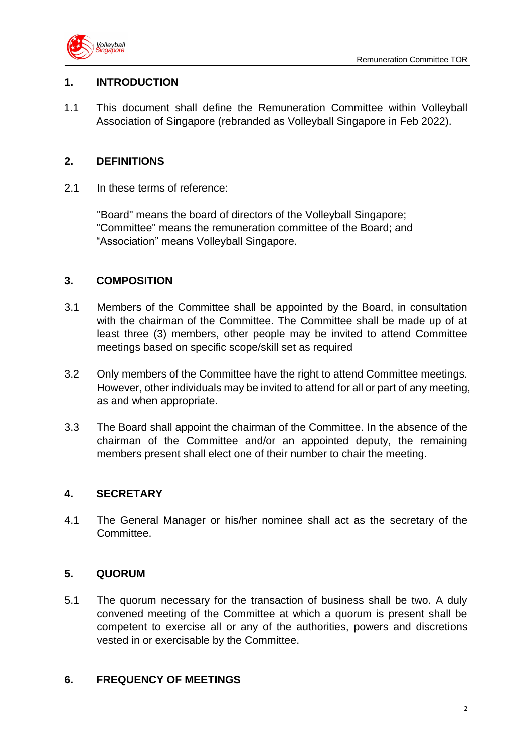## 1. INTRODUCTION

1.1 This document shall define the Remuneration Committee within Volleyball Association of Singapore (rebranded as Volleyball Singapore in Feb 2022).

## 2. DEFINITIONS

2.1 In these terms of reference:

"Board" means the board of directors of the Volleyball Singapore;
"Committee" means the remuneration committee of the Board; and
"Association" means Volleyball Singapore.

## 3. COMPOSITION

3.1 Members of the Committee shall be appointed by the Board, in consultation with the chairman of the Committee. The Committee shall be made up of at least three (3) members, other people may be invited to attend Committee meetings based on specific scope/skill set as required

3.2 Only members of the Committee have the right to attend Committee meetings. However, other individuals may be invited to attend for all or part of any meeting, as and when appropriate.

3.3 The Board shall appoint the chairman of the Committee. In the absence of the chairman of the Committee and/or an appointed deputy, the remaining members present shall elect one of their number to chair the meeting.

## 4. SECRETARY

4.1 The General Manager or his/her nominee shall act as the secretary of the Committee.

## 5. QUORUM

5.1 The quorum necessary for the transaction of business shall be two. A duly convened meeting of the Committee at which a quorum is present shall be competent to exercise all or any of the authorities, powers and discretions vested in or exercisable by the Committee.

## 6. FREQUENCY OF MEETINGS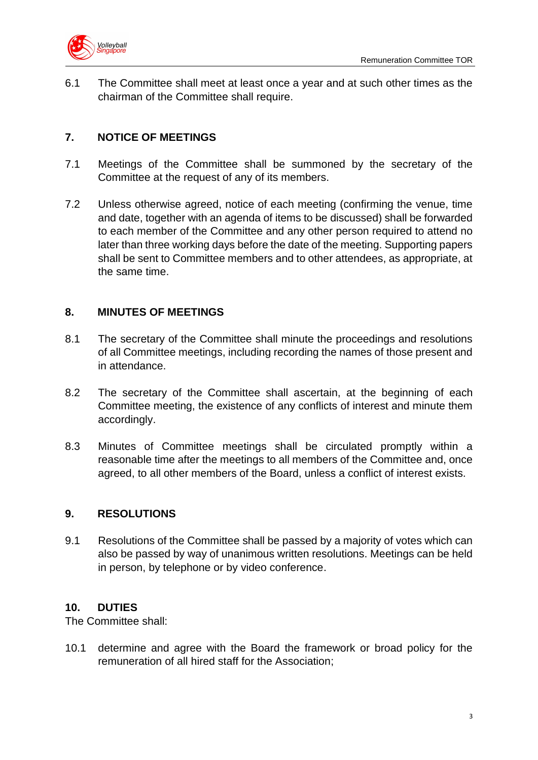6.1 The Committee shall meet at least once a year and at such other times as the chairman of the Committee shall require.

## 7. NOTICE OF MEETINGS

7.1 Meetings of the Committee shall be summoned by the secretary of the Committee at the request of any of its members.

7.2 Unless otherwise agreed, notice of each meeting (confirming the venue, time and date, together with an agenda of items to be discussed) shall be forwarded to each member of the Committee and any other person required to attend no later than three working days before the date of the meeting. Supporting papers shall be sent to Committee members and to other attendees, as appropriate, at the same time.

## 8. MINUTES OF MEETINGS

8.1 The secretary of the Committee shall minute the proceedings and resolutions of all Committee meetings, including recording the names of those present and in attendance.

8.2 The secretary of the Committee shall ascertain, at the beginning of each Committee meeting, the existence of any conflicts of interest and minute them accordingly.

8.3 Minutes of Committee meetings shall be circulated promptly within a reasonable time after the meetings to all members of the Committee and, once agreed, to all other members of the Board, unless a conflict of interest exists.

## 9. RESOLUTIONS

9.1 Resolutions of the Committee shall be passed by a majority of votes which can also be passed by way of unanimous written resolutions. Meetings can be held in person, by telephone or by video conference.

## 10. DUTIES

The Committee shall:

10.1 determine and agree with the Board the framework or broad policy for the remuneration of all hired staff for the Association;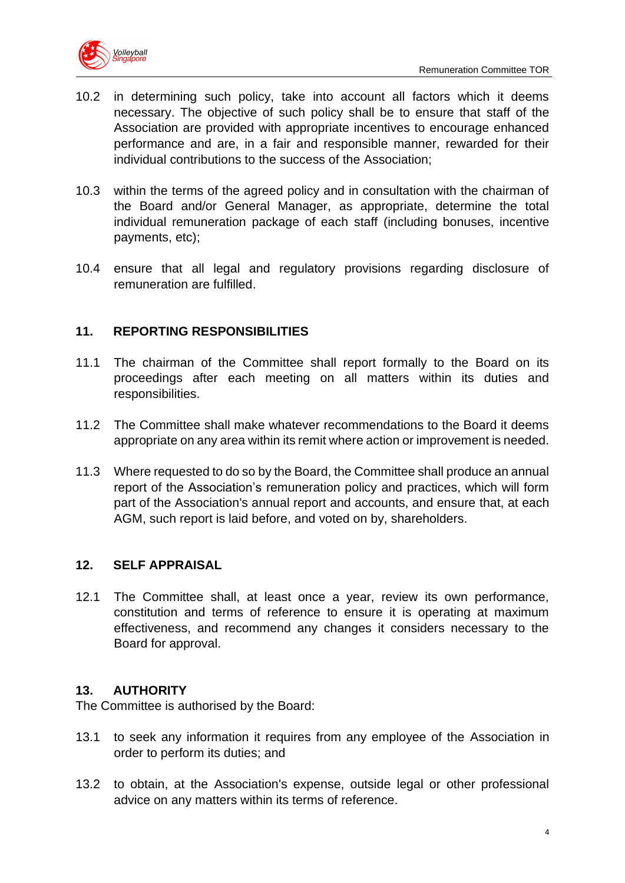10.2 in determining such policy, take into account all factors which it deems necessary. The objective of such policy shall be to ensure that staff of the Association are provided with appropriate incentives to encourage enhanced performance and are, in a fair and responsible manner, rewarded for their individual contributions to the success of the Association;

10.3 within the terms of the agreed policy and in consultation with the chairman of the Board and/or General Manager, as appropriate, determine the total individual remuneration package of each staff (including bonuses, incentive payments, etc);

10.4 ensure that all legal and regulatory provisions regarding disclosure of remuneration are fulfilled.

## 11. REPORTING RESPONSIBILITIES

11.1 The chairman of the Committee shall report formally to the Board on its proceedings after each meeting on all matters within its duties and responsibilities.

11.2 The Committee shall make whatever recommendations to the Board it deems appropriate on any area within its remit where action or improvement is needed.

11.3 Where requested to do so by the Board, the Committee shall produce an annual report of the Association's remuneration policy and practices, which will form part of the Association's annual report and accounts, and ensure that, at each AGM, such report is laid before, and voted on by, shareholders.

## 12. SELF APPRAISAL

12.1 The Committee shall, at least once a year, review its own performance, constitution and terms of reference to ensure it is operating at maximum effectiveness, and recommend any changes it considers necessary to the Board for approval.

## 13. AUTHORITY

The Committee is authorised by the Board:

13.1 to seek any information it requires from any employee of the Association in order to perform its duties; and

13.2 to obtain, at the Association's expense, outside legal or other professional advice on any matters within its terms of reference.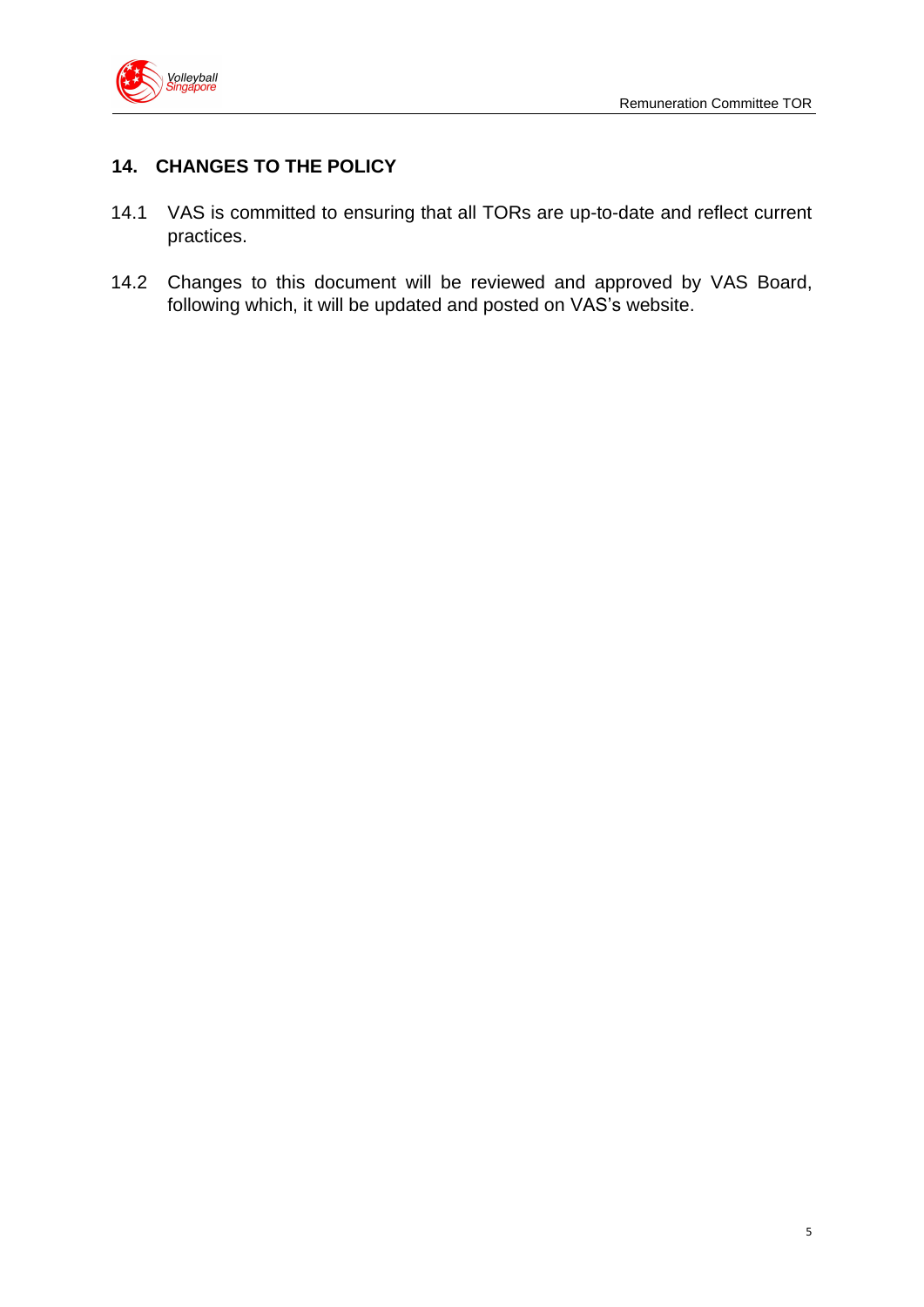## 14. CHANGES TO THE POLICY

14.1 VAS is committed to ensuring that all TORs are up-to-date and reflect current practices.

14.2 Changes to this document will be reviewed and approved by VAS Board, following which, it will be updated and posted on VAS's website.